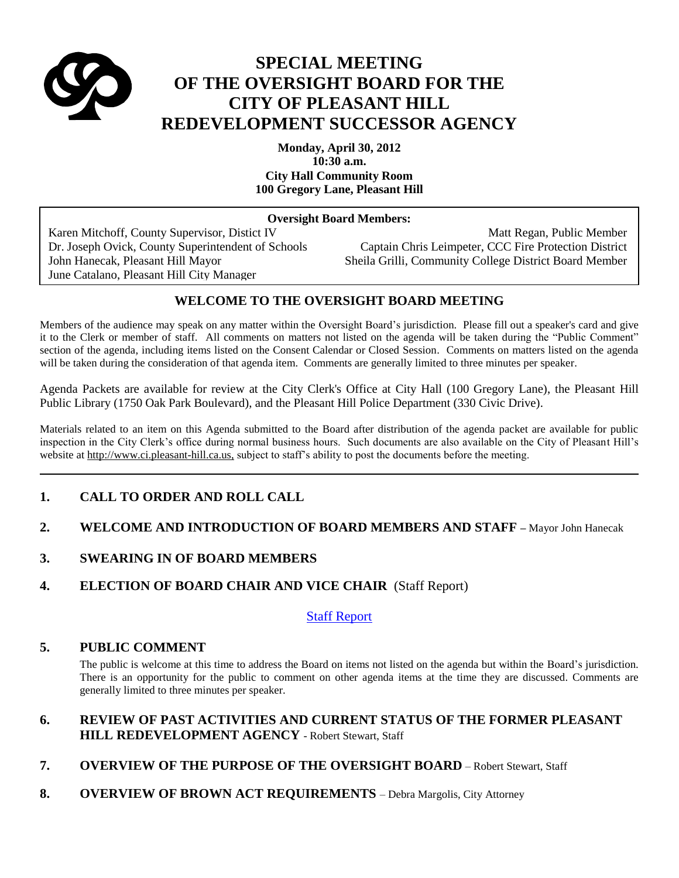# SPECIAL MEETING OF THE OVERSIGHT BOARD FOR THE CITY OF PLEASANT HILL REDEVELOPMENT SUCCESSOR AGENCY

**Monday, April 30, 2012**
**10:30 a.m.**
**City Hall Community Room**
**100 Gregory Lane, Pleasant Hill**

**Oversight Board Members:**

Karen Mitchoff, County Supervisor, Distict IV
Dr. Joseph Ovick, County Superintendent of Schools
John Hanecak, Pleasant Hill Mayor
June Catalano, Pleasant Hill City Manager
Matt Regan, Public Member
Captain Chris Leimpeter, CCC Fire Protection District
Sheila Grilli, Community College District Board Member

## WELCOME TO THE OVERSIGHT BOARD MEETING

Members of the audience may speak on any matter within the Oversight Board's jurisdiction. Please fill out a speaker's card and give it to the Clerk or member of staff. All comments on matters not listed on the agenda will be taken during the "Public Comment" section of the agenda, including items listed on the Consent Calendar or Closed Session. Comments on matters listed on the agenda will be taken during the consideration of that agenda item. Comments are generally limited to three minutes per speaker.

Agenda Packets are available for review at the City Clerk's Office at City Hall (100 Gregory Lane), the Pleasant Hill Public Library (1750 Oak Park Boulevard), and the Pleasant Hill Police Department (330 Civic Drive).

Materials related to an item on this Agenda submitted to the Board after distribution of the agenda packet are available for public inspection in the City Clerk's office during normal business hours. Such documents are also available on the City of Pleasant Hill's website at http://www.ci.pleasant-hill.ca.us, subject to staff's ability to post the documents before the meeting.

## 1. CALL TO ORDER AND ROLL CALL

## 2. WELCOME AND INTRODUCTION OF BOARD MEMBERS AND STAFF – Mayor John Hanecak

## 3. SWEARING IN OF BOARD MEMBERS

## 4. ELECTION OF BOARD CHAIR AND VICE CHAIR (Staff Report)

Staff Report

## 5. PUBLIC COMMENT

The public is welcome at this time to address the Board on items not listed on the agenda but within the Board's jurisdiction. There is an opportunity for the public to comment on other agenda items at the time they are discussed. Comments are generally limited to three minutes per speaker.

## 6. REVIEW OF PAST ACTIVITIES AND CURRENT STATUS OF THE FORMER PLEASANT HILL REDEVELOPMENT AGENCY - Robert Stewart, Staff

## 7. OVERVIEW OF THE PURPOSE OF THE OVERSIGHT BOARD – Robert Stewart, Staff

## 8. OVERVIEW OF BROWN ACT REQUIREMENTS – Debra Margolis, City Attorney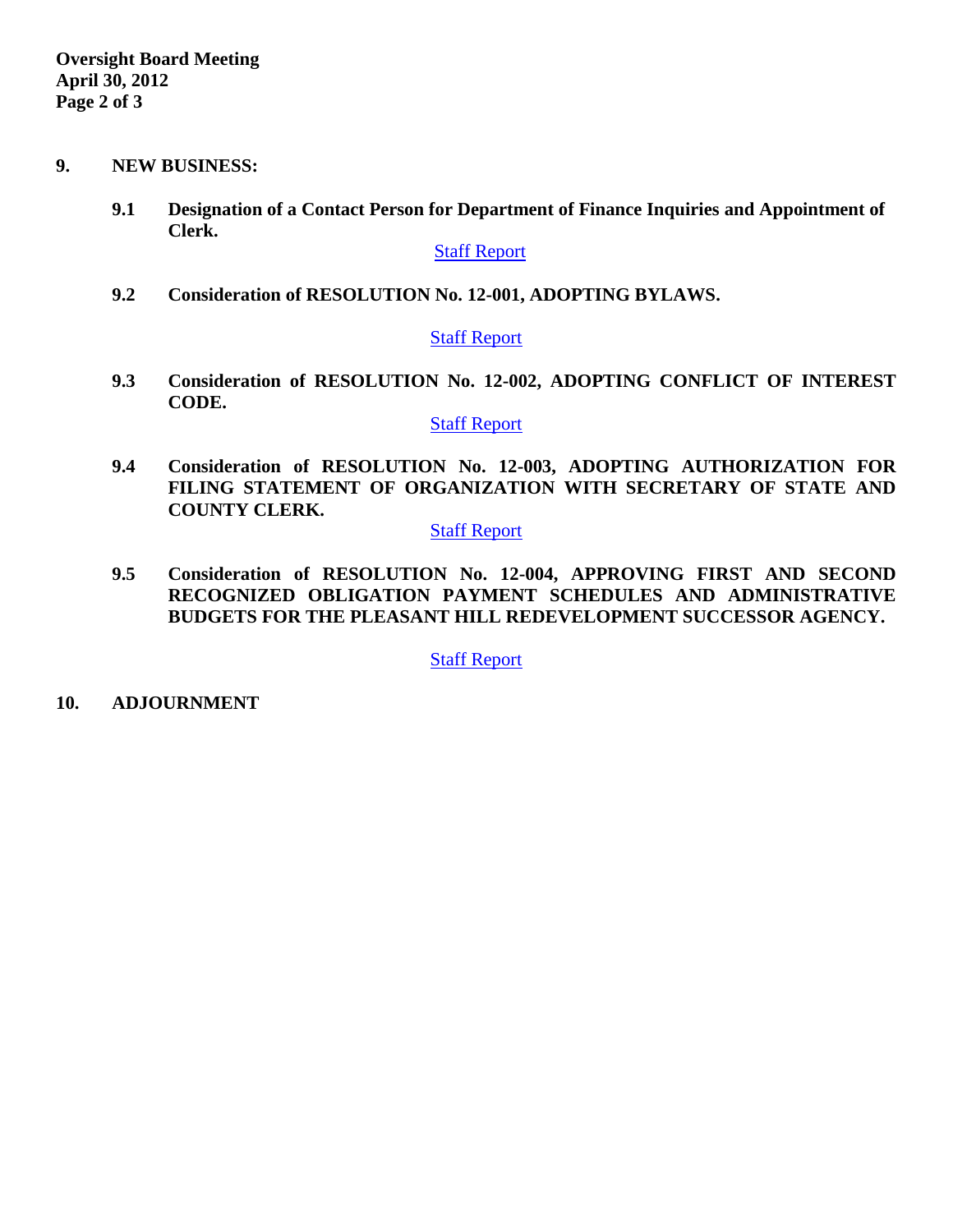**9. NEW BUSINESS:**

**9.1 Designation of a Contact Person for Department of Finance Inquiries and Appointment of Clerk.**

Staff Report

**9.2 Consideration of RESOLUTION No. 12-001, ADOPTING BYLAWS.**

Staff Report

**9.3 Consideration of RESOLUTION No. 12-002, ADOPTING CONFLICT OF INTEREST CODE.**

Staff Report

**9.4 Consideration of RESOLUTION No. 12-003, ADOPTING AUTHORIZATION FOR FILING STATEMENT OF ORGANIZATION WITH SECRETARY OF STATE AND COUNTY CLERK.**

Staff Report

**9.5 Consideration of RESOLUTION No. 12-004, APPROVING FIRST AND SECOND RECOGNIZED OBLIGATION PAYMENT SCHEDULES AND ADMINISTRATIVE BUDGETS FOR THE PLEASANT HILL REDEVELOPMENT SUCCESSOR AGENCY.**

Staff Report

**10. ADJOURNMENT**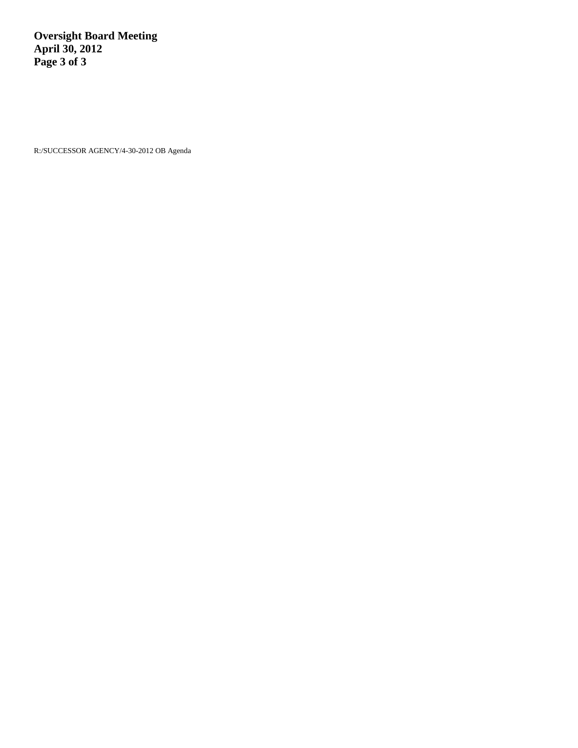R:/SUCCESSOR AGENCY/4-30-2012 OB Agenda